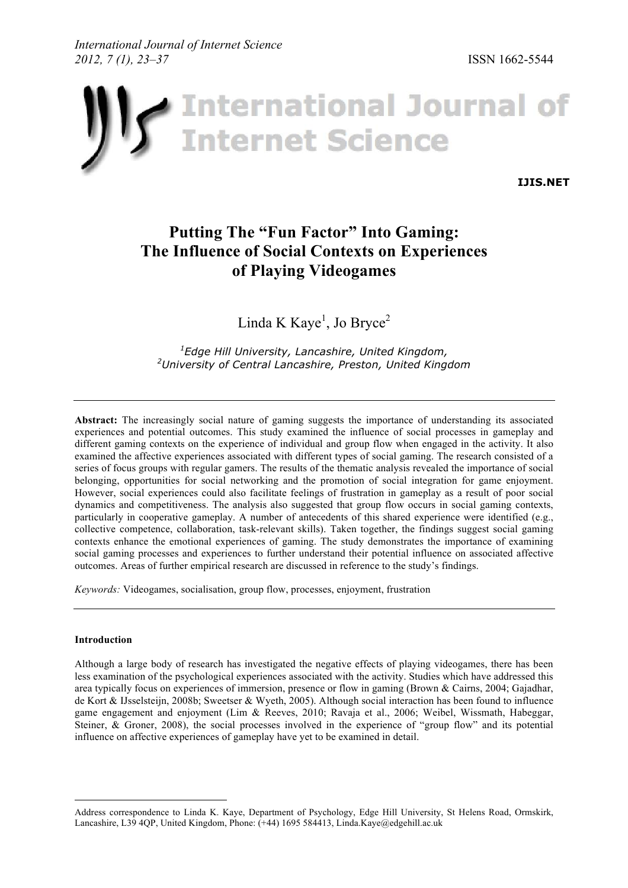# Putting The "Fun Factor" Into Gaming: The Influence of Social Contexts on Experiences of Playing Videogames

Linda K Kaye[1], Jo Bryce[2]

*[1]Edge Hill University, Lancashire, United Kingdom,*
*[2]University of Central Lancashire, Preston, United Kingdom*

---

**Abstract:** The increasingly social nature of gaming suggests the importance of understanding its associated experiences and potential outcomes. This study examined the influence of social processes in gameplay and different gaming contexts on the experience of individual and group flow when engaged in the activity. It also examined the affective experiences associated with different types of social gaming. The research consisted of a series of focus groups with regular gamers. The results of the thematic analysis revealed the importance of social belonging, opportunities for social networking and the promotion of social integration for game enjoyment. However, social experiences could also facilitate feelings of frustration in gameplay as a result of poor social dynamics and competitiveness. The analysis also suggested that group flow occurs in social gaming contexts, particularly in cooperative gameplay. A number of antecedents of this shared experience were identified (e.g., collective competence, collaboration, task-relevant skills). Taken together, the findings suggest social gaming contexts enhance the emotional experiences of gaming. The study demonstrates the importance of examining social gaming processes and experiences to further understand their potential influence on associated affective outcomes. Areas of further empirical research are discussed in reference to the study's findings.

*Keywords:* Videogames, socialisation, group flow, processes, enjoyment, frustration

---

## Introduction

Although a large body of research has investigated the negative effects of playing videogames, there has been less examination of the psychological experiences associated with the activity. Studies which have addressed this area typically focus on experiences of immersion, presence or flow in gaming (Brown & Cairns, 2004; Gajadhar, de Kort & IJsselsteijn, 2008b; Sweetser & Wyeth, 2005). Although social interaction has been found to influence game engagement and enjoyment (Lim & Reeves, 2010; Ravaja et al., 2006; Weibel, Wissmath, Habeggar, Steiner, & Groner, 2008), the social processes involved in the experience of "group flow" and its potential influence on affective experiences of gameplay have yet to be examined in detail.

---

Address correspondence to Linda K. Kaye, Department of Psychology, Edge Hill University, St Helens Road, Ormskirk, Lancashire, L39 4QP, United Kingdom, Phone: (+44) 1695 584413, Linda.Kaye@edgehill.ac.uk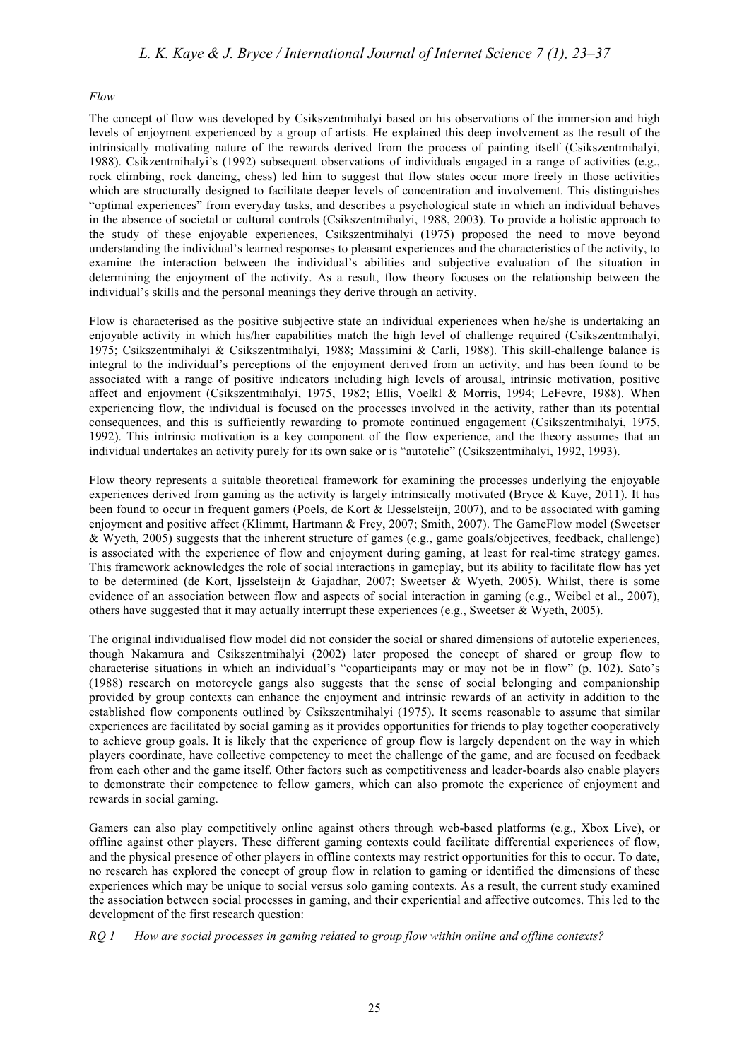*Flow*

The concept of flow was developed by Csikszentmihalyi based on his observations of the immersion and high levels of enjoyment experienced by a group of artists. He explained this deep involvement as the result of the intrinsically motivating nature of the rewards derived from the process of painting itself (Csikszentmihalyi, 1988). Csikzentmihalyi's (1992) subsequent observations of individuals engaged in a range of activities (e.g., rock climbing, rock dancing, chess) led him to suggest that flow states occur more freely in those activities which are structurally designed to facilitate deeper levels of concentration and involvement. This distinguishes "optimal experiences" from everyday tasks, and describes a psychological state in which an individual behaves in the absence of societal or cultural controls (Csikszentmihalyi, 1988, 2003). To provide a holistic approach to the study of these enjoyable experiences, Csikszentmihalyi (1975) proposed the need to move beyond understanding the individual's learned responses to pleasant experiences and the characteristics of the activity, to examine the interaction between the individual's abilities and subjective evaluation of the situation in determining the enjoyment of the activity. As a result, flow theory focuses on the relationship between the individual's skills and the personal meanings they derive through an activity.

Flow is characterised as the positive subjective state an individual experiences when he/she is undertaking an enjoyable activity in which his/her capabilities match the high level of challenge required (Csikszentmihalyi, 1975; Csikszentmihalyi & Csikszentmihalyi, 1988; Massimini & Carli, 1988). This skill-challenge balance is integral to the individual's perceptions of the enjoyment derived from an activity, and has been found to be associated with a range of positive indicators including high levels of arousal, intrinsic motivation, positive affect and enjoyment (Csikszentmihalyi, 1975, 1982; Ellis, Voelkl & Morris, 1994; LeFevre, 1988). When experiencing flow, the individual is focused on the processes involved in the activity, rather than its potential consequences, and this is sufficiently rewarding to promote continued engagement (Csikszentmihalyi, 1975, 1992). This intrinsic motivation is a key component of the flow experience, and the theory assumes that an individual undertakes an activity purely for its own sake or is "autotelic" (Csikszentmihalyi, 1992, 1993).

Flow theory represents a suitable theoretical framework for examining the processes underlying the enjoyable experiences derived from gaming as the activity is largely intrinsically motivated (Bryce & Kaye, 2011). It has been found to occur in frequent gamers (Poels, de Kort & IJesselsteijn, 2007), and to be associated with gaming enjoyment and positive affect (Klimmt, Hartmann & Frey, 2007; Smith, 2007). The GameFlow model (Sweetser & Wyeth, 2005) suggests that the inherent structure of games (e.g., game goals/objectives, feedback, challenge) is associated with the experience of flow and enjoyment during gaming, at least for real-time strategy games. This framework acknowledges the role of social interactions in gameplay, but its ability to facilitate flow has yet to be determined (de Kort, Ijsselsteijn & Gajadhar, 2007; Sweetser & Wyeth, 2005). Whilst, there is some evidence of an association between flow and aspects of social interaction in gaming (e.g., Weibel et al., 2007), others have suggested that it may actually interrupt these experiences (e.g., Sweetser & Wyeth, 2005).

The original individualised flow model did not consider the social or shared dimensions of autotelic experiences, though Nakamura and Csikszentmihalyi (2002) later proposed the concept of shared or group flow to characterise situations in which an individual's "coparticipants may or may not be in flow" (p. 102). Sato's (1988) research on motorcycle gangs also suggests that the sense of social belonging and companionship provided by group contexts can enhance the enjoyment and intrinsic rewards of an activity in addition to the established flow components outlined by Csikszentmihalyi (1975). It seems reasonable to assume that similar experiences are facilitated by social gaming as it provides opportunities for friends to play together cooperatively to achieve group goals. It is likely that the experience of group flow is largely dependent on the way in which players coordinate, have collective competency to meet the challenge of the game, and are focused on feedback from each other and the game itself. Other factors such as competitiveness and leader-boards also enable players to demonstrate their competence to fellow gamers, which can also promote the experience of enjoyment and rewards in social gaming.

Gamers can also play competitively online against others through web-based platforms (e.g., Xbox Live), or offline against other players. These different gaming contexts could facilitate differential experiences of flow, and the physical presence of other players in offline contexts may restrict opportunities for this to occur. To date, no research has explored the concept of group flow in relation to gaming or identified the dimensions of these experiences which may be unique to social versus solo gaming contexts. As a result, the current study examined the association between social processes in gaming, and their experiential and affective outcomes. This led to the development of the first research question:

*RQ 1 How are social processes in gaming related to group flow within online and offline contexts?*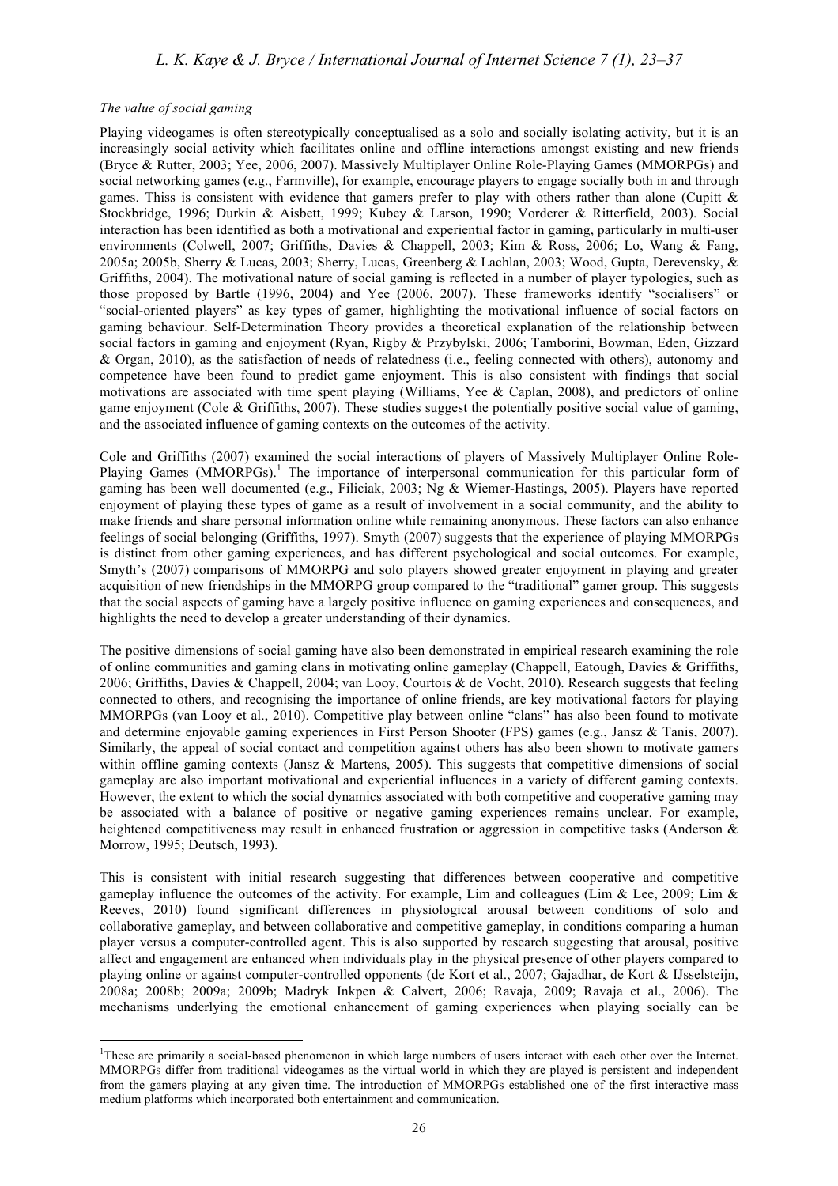*The value of social gaming*

Playing videogames is often stereotypically conceptualised as a solo and socially isolating activity, but it is an increasingly social activity which facilitates online and offline interactions amongst existing and new friends (Bryce & Rutter, 2003; Yee, 2006, 2007). Massively Multiplayer Online Role-Playing Games (MMORPGs) and social networking games (e.g., Farmville), for example, encourage players to engage socially both in and through games. Thiss is consistent with evidence that gamers prefer to play with others rather than alone (Cupitt & Stockbridge, 1996; Durkin & Aisbett, 1999; Kubey & Larson, 1990; Vorderer & Ritterfield, 2003). Social interaction has been identified as both a motivational and experiential factor in gaming, particularly in multi-user environments (Colwell, 2007; Griffiths, Davies & Chappell, 2003; Kim & Ross, 2006; Lo, Wang & Fang, 2005a; 2005b, Sherry & Lucas, 2003; Sherry, Lucas, Greenberg & Lachlan, 2003; Wood, Gupta, Derevensky, & Griffiths, 2004). The motivational nature of social gaming is reflected in a number of player typologies, such as those proposed by Bartle (1996, 2004) and Yee (2006, 2007). These frameworks identify "socialisers" or "social-oriented players" as key types of gamer, highlighting the motivational influence of social factors on gaming behaviour. Self-Determination Theory provides a theoretical explanation of the relationship between social factors in gaming and enjoyment (Ryan, Rigby & Przybylski, 2006; Tamborini, Bowman, Eden, Gizzard & Organ, 2010), as the satisfaction of needs of relatedness (i.e., feeling connected with others), autonomy and competence have been found to predict game enjoyment. This is also consistent with findings that social motivations are associated with time spent playing (Williams, Yee & Caplan, 2008), and predictors of online game enjoyment (Cole & Griffiths, 2007). These studies suggest the potentially positive social value of gaming, and the associated influence of gaming contexts on the outcomes of the activity.

Cole and Griffiths (2007) examined the social interactions of players of Massively Multiplayer Online Role-Playing Games (MMORPGs).[1] The importance of interpersonal communication for this particular form of gaming has been well documented (e.g., Filiciak, 2003; Ng & Wiemer-Hastings, 2005). Players have reported enjoyment of playing these types of game as a result of involvement in a social community, and the ability to make friends and share personal information online while remaining anonymous. These factors can also enhance feelings of social belonging (Griffiths, 1997). Smyth (2007) suggests that the experience of playing MMORPGs is distinct from other gaming experiences, and has different psychological and social outcomes. For example, Smyth's (2007) comparisons of MMORPG and solo players showed greater enjoyment in playing and greater acquisition of new friendships in the MMORPG group compared to the "traditional" gamer group. This suggests that the social aspects of gaming have a largely positive influence on gaming experiences and consequences, and highlights the need to develop a greater understanding of their dynamics.

The positive dimensions of social gaming have also been demonstrated in empirical research examining the role of online communities and gaming clans in motivating online gameplay (Chappell, Eatough, Davies & Griffiths, 2006; Griffiths, Davies & Chappell, 2004; van Looy, Courtois & de Vocht, 2010). Research suggests that feeling connected to others, and recognising the importance of online friends, are key motivational factors for playing MMORPGs (van Looy et al., 2010). Competitive play between online "clans" has also been found to motivate and determine enjoyable gaming experiences in First Person Shooter (FPS) games (e.g., Jansz & Tanis, 2007). Similarly, the appeal of social contact and competition against others has also been shown to motivate gamers within offline gaming contexts (Jansz & Martens, 2005). This suggests that competitive dimensions of social gameplay are also important motivational and experiential influences in a variety of different gaming contexts. However, the extent to which the social dynamics associated with both competitive and cooperative gaming may be associated with a balance of positive or negative gaming experiences remains unclear. For example, heightened competitiveness may result in enhanced frustration or aggression in competitive tasks (Anderson & Morrow, 1995; Deutsch, 1993).

This is consistent with initial research suggesting that differences between cooperative and competitive gameplay influence the outcomes of the activity. For example, Lim and colleagues (Lim & Lee, 2009; Lim & Reeves, 2010) found significant differences in physiological arousal between conditions of solo and collaborative gameplay, and between collaborative and competitive gameplay, in conditions comparing a human player versus a computer-controlled agent. This is also supported by research suggesting that arousal, positive affect and engagement are enhanced when individuals play in the physical presence of other players compared to playing online or against computer-controlled opponents (de Kort et al., 2007; Gajadhar, de Kort & IJsselsteijn, 2008a; 2008b; 2009a; 2009b; Madryk Inkpen & Calvert, 2006; Ravaja, 2009; Ravaja et al., 2006). The mechanisms underlying the emotional enhancement of gaming experiences when playing socially can be

[1] These are primarily a social-based phenomenon in which large numbers of users interact with each other over the Internet. MMORPGs differ from traditional videogames as the virtual world in which they are played is persistent and independent from the gamers playing at any given time. The introduction of MMORPGs established one of the first interactive mass medium platforms which incorporated both entertainment and communication.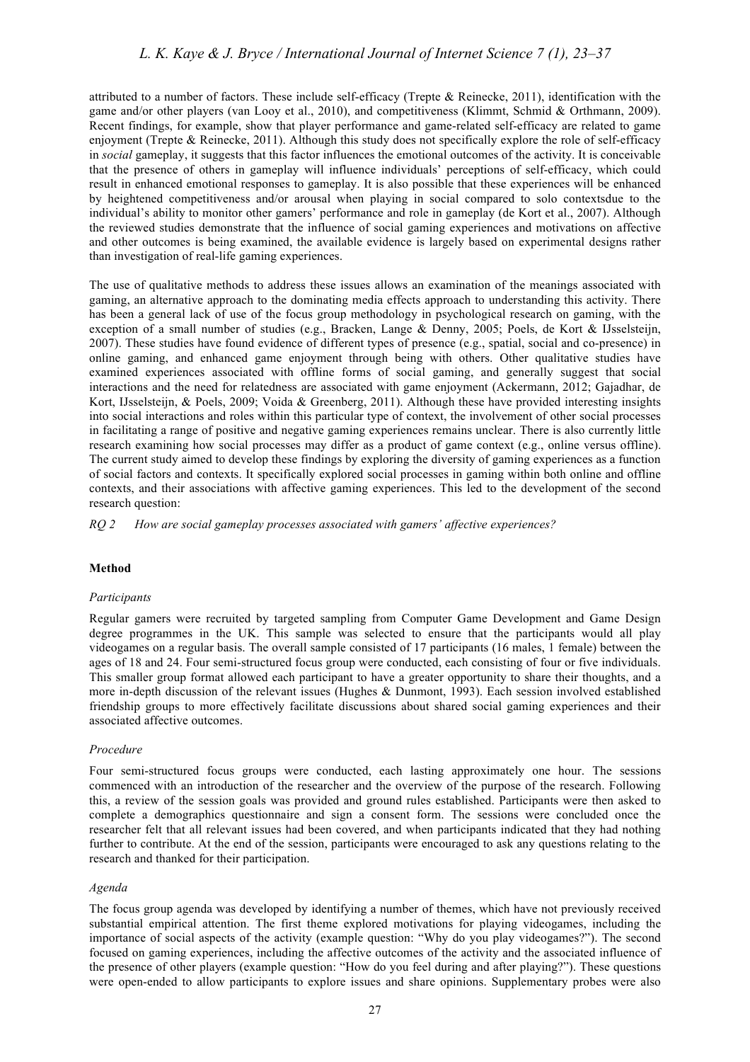attributed to a number of factors. These include self-efficacy (Trepte & Reinecke, 2011), identification with the game and/or other players (van Looy et al., 2010), and competitiveness (Klimmt, Schmid & Orthmann, 2009). Recent findings, for example, show that player performance and game-related self-efficacy are related to game enjoyment (Trepte & Reinecke, 2011). Although this study does not specifically explore the role of self-efficacy in *social* gameplay, it suggests that this factor influences the emotional outcomes of the activity. It is conceivable that the presence of others in gameplay will influence individuals' perceptions of self-efficacy, which could result in enhanced emotional responses to gameplay. It is also possible that these experiences will be enhanced by heightened competitiveness and/or arousal when playing in social compared to solo contextsdue to the individual's ability to monitor other gamers' performance and role in gameplay (de Kort et al., 2007). Although the reviewed studies demonstrate that the influence of social gaming experiences and motivations on affective and other outcomes is being examined, the available evidence is largely based on experimental designs rather than investigation of real-life gaming experiences.

The use of qualitative methods to address these issues allows an examination of the meanings associated with gaming, an alternative approach to the dominating media effects approach to understanding this activity. There has been a general lack of use of the focus group methodology in psychological research on gaming, with the exception of a small number of studies (e.g., Bracken, Lange & Denny, 2005; Poels, de Kort & IJsselsteijn, 2007). These studies have found evidence of different types of presence (e.g., spatial, social and co-presence) in online gaming, and enhanced game enjoyment through being with others. Other qualitative studies have examined experiences associated with offline forms of social gaming, and generally suggest that social interactions and the need for relatedness are associated with game enjoyment (Ackermann, 2012; Gajadhar, de Kort, IJsselsteijn, & Poels, 2009; Voida & Greenberg, 2011). Although these have provided interesting insights into social interactions and roles within this particular type of context, the involvement of other social processes in facilitating a range of positive and negative gaming experiences remains unclear. There is also currently little research examining how social processes may differ as a product of game context (e.g., online versus offline). The current study aimed to develop these findings by exploring the diversity of gaming experiences as a function of social factors and contexts. It specifically explored social processes in gaming within both online and offline contexts, and their associations with affective gaming experiences. This led to the development of the second research question:

*RQ 2 How are social gameplay processes associated with gamers' affective experiences?*

## Method

### *Participants*

Regular gamers were recruited by targeted sampling from Computer Game Development and Game Design degree programmes in the UK. This sample was selected to ensure that the participants would all play videogames on a regular basis. The overall sample consisted of 17 participants (16 males, 1 female) between the ages of 18 and 24. Four semi-structured focus group were conducted, each consisting of four or five individuals. This smaller group format allowed each participant to have a greater opportunity to share their thoughts, and a more in-depth discussion of the relevant issues (Hughes & Dunmont, 1993). Each session involved established friendship groups to more effectively facilitate discussions about shared social gaming experiences and their associated affective outcomes.

### *Procedure*

Four semi-structured focus groups were conducted, each lasting approximately one hour. The sessions commenced with an introduction of the researcher and the overview of the purpose of the research. Following this, a review of the session goals was provided and ground rules established. Participants were then asked to complete a demographics questionnaire and sign a consent form. The sessions were concluded once the researcher felt that all relevant issues had been covered, and when participants indicated that they had nothing further to contribute. At the end of the session, participants were encouraged to ask any questions relating to the research and thanked for their participation.

### *Agenda*

The focus group agenda was developed by identifying a number of themes, which have not previously received substantial empirical attention. The first theme explored motivations for playing videogames, including the importance of social aspects of the activity (example question: "Why do you play videogames?"). The second focused on gaming experiences, including the affective outcomes of the activity and the associated influence of the presence of other players (example question: "How do you feel during and after playing?"). These questions were open-ended to allow participants to explore issues and share opinions. Supplementary probes were also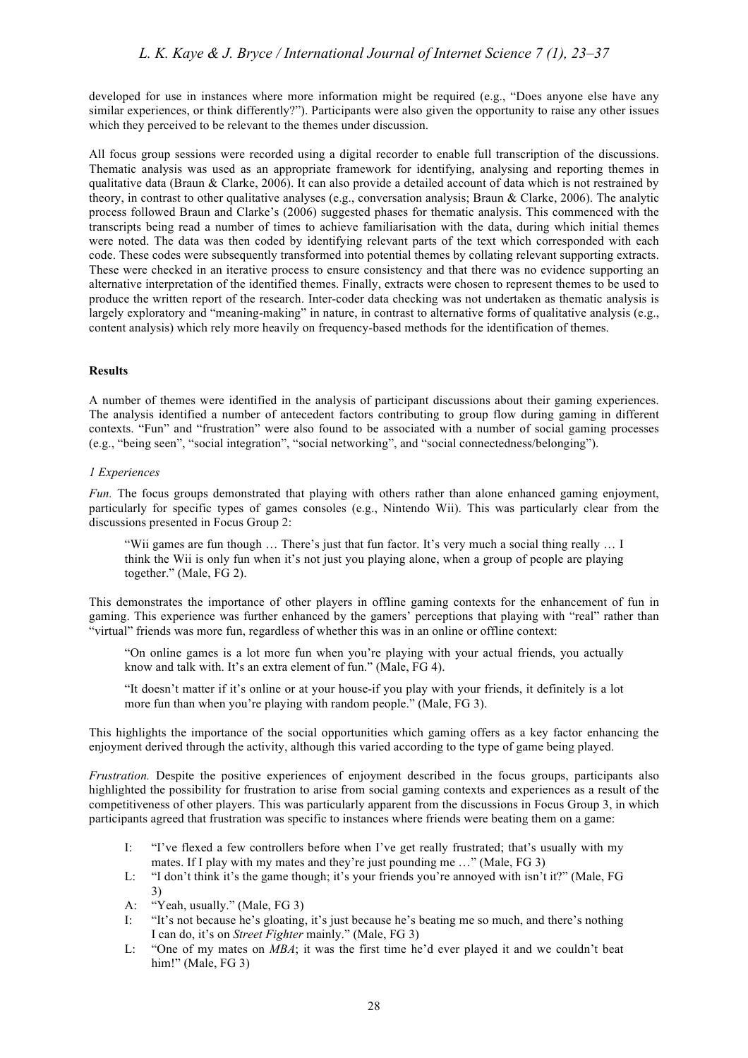developed for use in instances where more information might be required (e.g., "Does anyone else have any similar experiences, or think differently?"). Participants were also given the opportunity to raise any other issues which they perceived to be relevant to the themes under discussion.

All focus group sessions were recorded using a digital recorder to enable full transcription of the discussions. Thematic analysis was used as an appropriate framework for identifying, analysing and reporting themes in qualitative data (Braun & Clarke, 2006). It can also provide a detailed account of data which is not restrained by theory, in contrast to other qualitative analyses (e.g., conversation analysis; Braun & Clarke, 2006). The analytic process followed Braun and Clarke's (2006) suggested phases for thematic analysis. This commenced with the transcripts being read a number of times to achieve familiarisation with the data, during which initial themes were noted. The data was then coded by identifying relevant parts of the text which corresponded with each code. These codes were subsequently transformed into potential themes by collating relevant supporting extracts. These were checked in an iterative process to ensure consistency and that there was no evidence supporting an alternative interpretation of the identified themes. Finally, extracts were chosen to represent themes to be used to produce the written report of the research. Inter-coder data checking was not undertaken as thematic analysis is largely exploratory and "meaning-making" in nature, in contrast to alternative forms of qualitative analysis (e.g., content analysis) which rely more heavily on frequency-based methods for the identification of themes.

## Results

A number of themes were identified in the analysis of participant discussions about their gaming experiences. The analysis identified a number of antecedent factors contributing to group flow during gaming in different contexts. "Fun" and "frustration" were also found to be associated with a number of social gaming processes (e.g., "being seen", "social integration", "social networking", and "social connectedness/belonging").

### *1 Experiences*

*Fun.* The focus groups demonstrated that playing with others rather than alone enhanced gaming enjoyment, particularly for specific types of games consoles (e.g., Nintendo Wii). This was particularly clear from the discussions presented in Focus Group 2:

> "Wii games are fun though … There's just that fun factor. It's very much a social thing really … I think the Wii is only fun when it's not just you playing alone, when a group of people are playing together." (Male, FG 2).

This demonstrates the importance of other players in offline gaming contexts for the enhancement of fun in gaming. This experience was further enhanced by the gamers' perceptions that playing with "real" rather than "virtual" friends was more fun, regardless of whether this was in an online or offline context:

> "On online games is a lot more fun when you're playing with your actual friends, you actually know and talk with. It's an extra element of fun." (Male, FG 4).
>
> "It doesn't matter if it's online or at your house-if you play with your friends, it definitely is a lot more fun than when you're playing with random people." (Male, FG 3).

This highlights the importance of the social opportunities which gaming offers as a key factor enhancing the enjoyment derived through the activity, although this varied according to the type of game being played.

*Frustration.* Despite the positive experiences of enjoyment described in the focus groups, participants also highlighted the possibility for frustration to arise from social gaming contexts and experiences as a result of the competitiveness of other players. This was particularly apparent from the discussions in Focus Group 3, in which participants agreed that frustration was specific to instances where friends were beating them on a game:

- I: "I've flexed a few controllers before when I've get really frustrated; that's usually with my mates. If I play with my mates and they're just pounding me …" (Male, FG 3)
- L: "I don't think it's the game though; it's your friends you're annoyed with isn't it?" (Male, FG 3)
- A: "Yeah, usually." (Male, FG 3)
- I: "It's not because he's gloating, it's just because he's beating me so much, and there's nothing I can do, it's on *Street Fighter* mainly." (Male, FG 3)
- L: "One of my mates on *MBA*; it was the first time he'd ever played it and we couldn't beat him!" (Male, FG 3)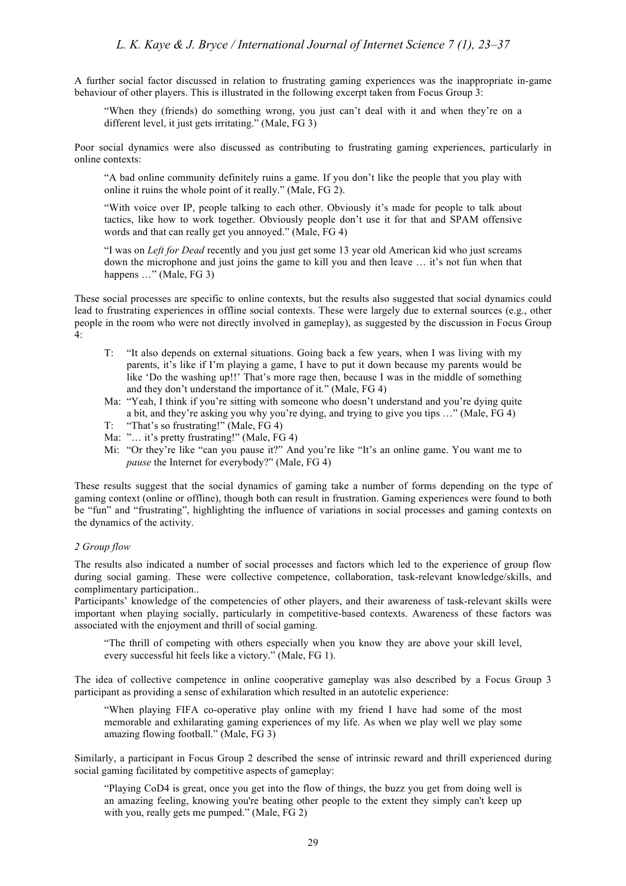A further social factor discussed in relation to frustrating gaming experiences was the inappropriate in-game behaviour of other players. This is illustrated in the following excerpt taken from Focus Group 3:

> "When they (friends) do something wrong, you just can't deal with it and when they're on a different level, it just gets irritating." (Male, FG 3)

Poor social dynamics were also discussed as contributing to frustrating gaming experiences, particularly in online contexts:

> "A bad online community definitely ruins a game. If you don't like the people that you play with online it ruins the whole point of it really." (Male, FG 2).

> "With voice over IP, people talking to each other. Obviously it's made for people to talk about tactics, like how to work together. Obviously people don't use it for that and SPAM offensive words and that can really get you annoyed." (Male, FG 4)

> "I was on *Left for Dead* recently and you just get some 13 year old American kid who just screams down the microphone and just joins the game to kill you and then leave … it's not fun when that happens …" (Male, FG 3)

These social processes are specific to online contexts, but the results also suggested that social dynamics could lead to frustrating experiences in offline social contexts. These were largely due to external sources (e.g., other people in the room who were not directly involved in gameplay), as suggested by the discussion in Focus Group 4:

> T: "It also depends on external situations. Going back a few years, when I was living with my parents, it's like if I'm playing a game, I have to put it down because my parents would be like 'Do the washing up!!' That's more rage then, because I was in the middle of something and they don't understand the importance of it." (Male, FG 4)
>
> Ma: "Yeah, I think if you're sitting with someone who doesn't understand and you're dying quite a bit, and they're asking you why you're dying, and trying to give you tips …" (Male, FG 4)
>
> T: "That's so frustrating!" (Male, FG 4)
>
> Ma: "… it's pretty frustrating!" (Male, FG 4)
>
> Mi: "Or they're like "can you pause it?" And you're like "It's an online game. You want me to *pause* the Internet for everybody?" (Male, FG 4)

These results suggest that the social dynamics of gaming take a number of forms depending on the type of gaming context (online or offline), though both can result in frustration. Gaming experiences were found to both be "fun" and "frustrating", highlighting the influence of variations in social processes and gaming contexts on the dynamics of the activity.

*2 Group flow*

The results also indicated a number of social processes and factors which led to the experience of group flow during social gaming. These were collective competence, collaboration, task-relevant knowledge/skills, and complimentary participation..

Participants' knowledge of the competencies of other players, and their awareness of task-relevant skills were important when playing socially, particularly in competitive-based contexts. Awareness of these factors was associated with the enjoyment and thrill of social gaming.

> "The thrill of competing with others especially when you know they are above your skill level, every successful hit feels like a victory." (Male, FG 1).

The idea of collective competence in online cooperative gameplay was also described by a Focus Group 3 participant as providing a sense of exhilaration which resulted in an autotelic experience:

> "When playing FIFA co-operative play online with my friend I have had some of the most memorable and exhilarating gaming experiences of my life. As when we play well we play some amazing flowing football." (Male, FG 3)

Similarly, a participant in Focus Group 2 described the sense of intrinsic reward and thrill experienced during social gaming facilitated by competitive aspects of gameplay:

> "Playing CoD4 is great, once you get into the flow of things, the buzz you get from doing well is an amazing feeling, knowing you're beating other people to the extent they simply can't keep up with you, really gets me pumped." (Male, FG 2)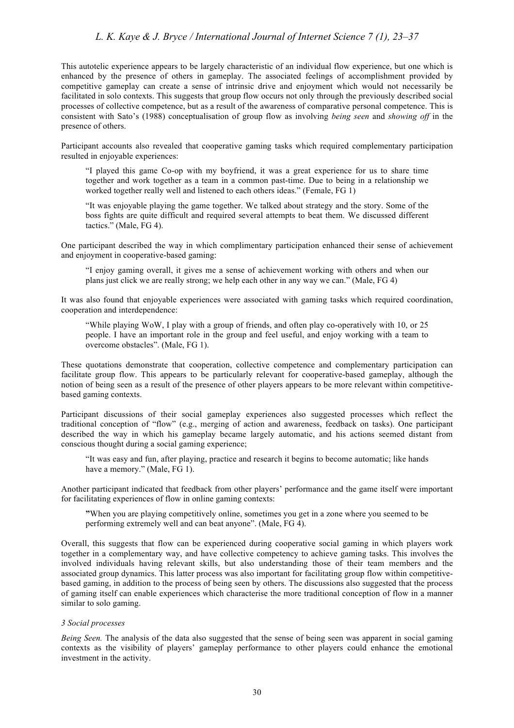This autotelic experience appears to be largely characteristic of an individual flow experience, but one which is enhanced by the presence of others in gameplay. The associated feelings of accomplishment provided by competitive gameplay can create a sense of intrinsic drive and enjoyment which would not necessarily be facilitated in solo contexts. This suggests that group flow occurs not only through the previously described social processes of collective competence, but as a result of the awareness of comparative personal competence. This is consistent with Sato's (1988) conceptualisation of group flow as involving *being seen* and *showing off* in the presence of others.

Participant accounts also revealed that cooperative gaming tasks which required complementary participation resulted in enjoyable experiences:

> "I played this game Co-op with my boyfriend, it was a great experience for us to share time together and work together as a team in a common past-time. Due to being in a relationship we worked together really well and listened to each others ideas." (Female, FG 1)

> "It was enjoyable playing the game together. We talked about strategy and the story. Some of the boss fights are quite difficult and required several attempts to beat them. We discussed different tactics." (Male, FG 4).

One participant described the way in which complimentary participation enhanced their sense of achievement and enjoyment in cooperative-based gaming:

> "I enjoy gaming overall, it gives me a sense of achievement working with others and when our plans just click we are really strong; we help each other in any way we can." (Male, FG 4)

It was also found that enjoyable experiences were associated with gaming tasks which required coordination, cooperation and interdependence:

> "While playing WoW, I play with a group of friends, and often play co-operatively with 10, or 25 people. I have an important role in the group and feel useful, and enjoy working with a team to overcome obstacles". (Male, FG 1).

These quotations demonstrate that cooperation, collective competence and complementary participation can facilitate group flow. This appears to be particularly relevant for cooperative-based gameplay, although the notion of being seen as a result of the presence of other players appears to be more relevant within competitive-based gaming contexts.

Participant discussions of their social gameplay experiences also suggested processes which reflect the traditional conception of "flow" (e.g., merging of action and awareness, feedback on tasks). One participant described the way in which his gameplay became largely automatic, and his actions seemed distant from conscious thought during a social gaming experience;

> "It was easy and fun, after playing, practice and research it begins to become automatic; like hands have a memory." (Male, FG 1).

Another participant indicated that feedback from other players' performance and the game itself were important for facilitating experiences of flow in online gaming contexts:

> "When you are playing competitively online, sometimes you get in a zone where you seemed to be performing extremely well and can beat anyone". (Male, FG 4).

Overall, this suggests that flow can be experienced during cooperative social gaming in which players work together in a complementary way, and have collective competency to achieve gaming tasks. This involves the involved individuals having relevant skills, but also understanding those of their team members and the associated group dynamics. This latter process was also important for facilitating group flow within competitive-based gaming, in addition to the process of being seen by others. The discussions also suggested that the process of gaming itself can enable experiences which characterise the more traditional conception of flow in a manner similar to solo gaming.

### *3 Social processes*

*Being Seen.* The analysis of the data also suggested that the sense of being seen was apparent in social gaming contexts as the visibility of players' gameplay performance to other players could enhance the emotional investment in the activity.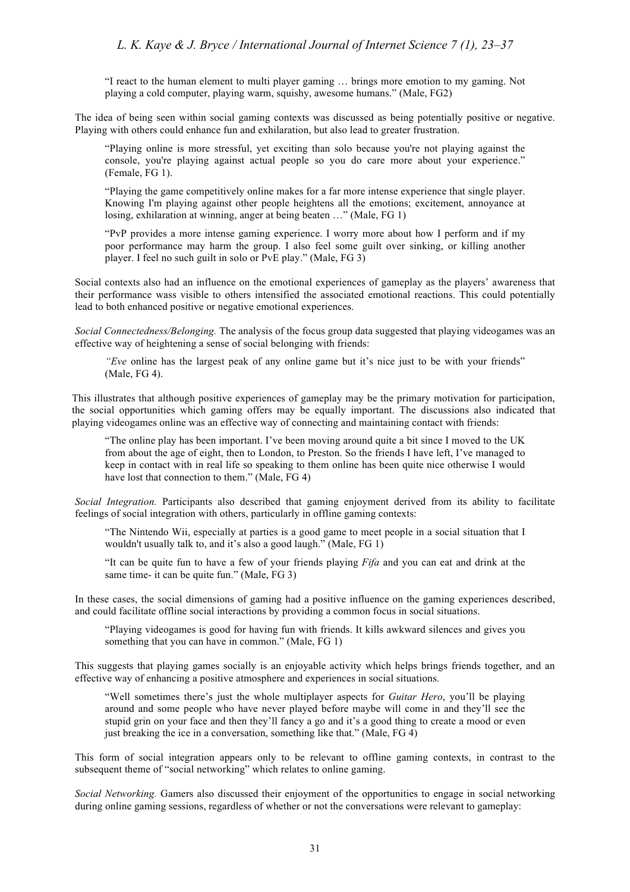> "I react to the human element to multi player gaming … brings more emotion to my gaming. Not playing a cold computer, playing warm, squishy, awesome humans." (Male, FG2)

The idea of being seen within social gaming contexts was discussed as being potentially positive or negative. Playing with others could enhance fun and exhilaration, but also lead to greater frustration.

> "Playing online is more stressful, yet exciting than solo because you're not playing against the console, you're playing against actual people so you do care more about your experience." (Female, FG 1).

> "Playing the game competitively online makes for a far more intense experience that single player. Knowing I'm playing against other people heightens all the emotions; excitement, annoyance at losing, exhilaration at winning, anger at being beaten …" (Male, FG 1)

> "PvP provides a more intense gaming experience. I worry more about how I perform and if my poor performance may harm the group. I also feel some guilt over sinking, or killing another player. I feel no such guilt in solo or PvE play." (Male, FG 3)

Social contexts also had an influence on the emotional experiences of gameplay as the players' awareness that their performance wass visible to others intensified the associated emotional reactions. This could potentially lead to both enhanced positive or negative emotional experiences.

*Social Connectedness/Belonging.* The analysis of the focus group data suggested that playing videogames was an effective way of heightening a sense of social belonging with friends:

> *"Eve* online has the largest peak of any online game but it's nice just to be with your friends" (Male, FG 4).

This illustrates that although positive experiences of gameplay may be the primary motivation for participation, the social opportunities which gaming offers may be equally important. The discussions also indicated that playing videogames online was an effective way of connecting and maintaining contact with friends:

> "The online play has been important. I've been moving around quite a bit since I moved to the UK from about the age of eight, then to London, to Preston. So the friends I have left, I've managed to keep in contact with in real life so speaking to them online has been quite nice otherwise I would have lost that connection to them." (Male, FG 4)

*Social Integration.* Participants also described that gaming enjoyment derived from its ability to facilitate feelings of social integration with others, particularly in offline gaming contexts:

> "The Nintendo Wii, especially at parties is a good game to meet people in a social situation that I wouldn't usually talk to, and it's also a good laugh." (Male, FG 1)

> "It can be quite fun to have a few of your friends playing *Fifa* and you can eat and drink at the same time- it can be quite fun." (Male, FG 3)

In these cases, the social dimensions of gaming had a positive influence on the gaming experiences described, and could facilitate offline social interactions by providing a common focus in social situations.

> "Playing videogames is good for having fun with friends. It kills awkward silences and gives you something that you can have in common." (Male, FG 1)

This suggests that playing games socially is an enjoyable activity which helps brings friends together, and an effective way of enhancing a positive atmosphere and experiences in social situations.

> "Well sometimes there's just the whole multiplayer aspects for *Guitar Hero*, you'll be playing around and some people who have never played before maybe will come in and they'll see the stupid grin on your face and then they'll fancy a go and it's a good thing to create a mood or even just breaking the ice in a conversation, something like that." (Male, FG 4)

This form of social integration appears only to be relevant to offline gaming contexts, in contrast to the subsequent theme of "social networking" which relates to online gaming.

*Social Networking.* Gamers also discussed their enjoyment of the opportunities to engage in social networking during online gaming sessions, regardless of whether or not the conversations were relevant to gameplay: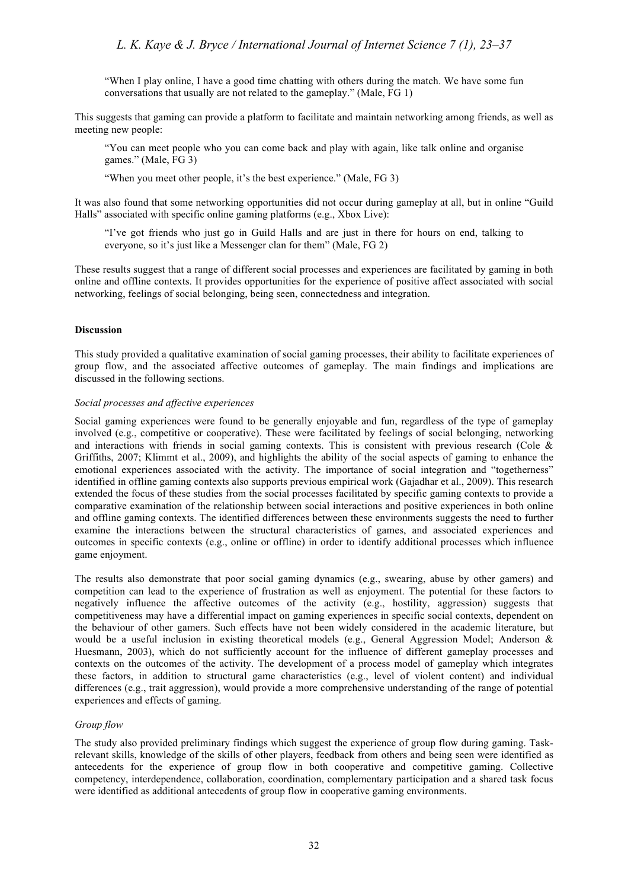> "When I play online, I have a good time chatting with others during the match. We have some fun conversations that usually are not related to the gameplay." (Male, FG 1)

This suggests that gaming can provide a platform to facilitate and maintain networking among friends, as well as meeting new people:

> "You can meet people who you can come back and play with again, like talk online and organise games." (Male, FG 3)

> "When you meet other people, it's the best experience." (Male, FG 3)

It was also found that some networking opportunities did not occur during gameplay at all, but in online "Guild Halls" associated with specific online gaming platforms (e.g., Xbox Live):

> "I've got friends who just go in Guild Halls and are just in there for hours on end, talking to everyone, so it's just like a Messenger clan for them" (Male, FG 2)

These results suggest that a range of different social processes and experiences are facilitated by gaming in both online and offline contexts. It provides opportunities for the experience of positive affect associated with social networking, feelings of social belonging, being seen, connectedness and integration.

## Discussion

This study provided a qualitative examination of social gaming processes, their ability to facilitate experiences of group flow, and the associated affective outcomes of gameplay. The main findings and implications are discussed in the following sections.

### *Social processes and affective experiences*

Social gaming experiences were found to be generally enjoyable and fun, regardless of the type of gameplay involved (e.g., competitive or cooperative). These were facilitated by feelings of social belonging, networking and interactions with friends in social gaming contexts. This is consistent with previous research (Cole & Griffiths, 2007; Klimmt et al., 2009), and highlights the ability of the social aspects of gaming to enhance the emotional experiences associated with the activity. The importance of social integration and "togetherness" identified in offline gaming contexts also supports previous empirical work (Gajadhar et al., 2009). This research extended the focus of these studies from the social processes facilitated by specific gaming contexts to provide a comparative examination of the relationship between social interactions and positive experiences in both online and offline gaming contexts. The identified differences between these environments suggests the need to further examine the interactions between the structural characteristics of games, and associated experiences and outcomes in specific contexts (e.g., online or offline) in order to identify additional processes which influence game enjoyment.

The results also demonstrate that poor social gaming dynamics (e.g., swearing, abuse by other gamers) and competition can lead to the experience of frustration as well as enjoyment. The potential for these factors to negatively influence the affective outcomes of the activity (e.g., hostility, aggression) suggests that competitiveness may have a differential impact on gaming experiences in specific social contexts, dependent on the behaviour of other gamers. Such effects have not been widely considered in the academic literature, but would be a useful inclusion in existing theoretical models (e.g., General Aggression Model; Anderson & Huesmann, 2003), which do not sufficiently account for the influence of different gameplay processes and contexts on the outcomes of the activity. The development of a process model of gameplay which integrates these factors, in addition to structural game characteristics (e.g., level of violent content) and individual differences (e.g., trait aggression), would provide a more comprehensive understanding of the range of potential experiences and effects of gaming.

### *Group flow*

The study also provided preliminary findings which suggest the experience of group flow during gaming. Task-relevant skills, knowledge of the skills of other players, feedback from others and being seen were identified as antecedents for the experience of group flow in both cooperative and competitive gaming. Collective competency, interdependence, collaboration, coordination, complementary participation and a shared task focus were identified as additional antecedents of group flow in cooperative gaming environments.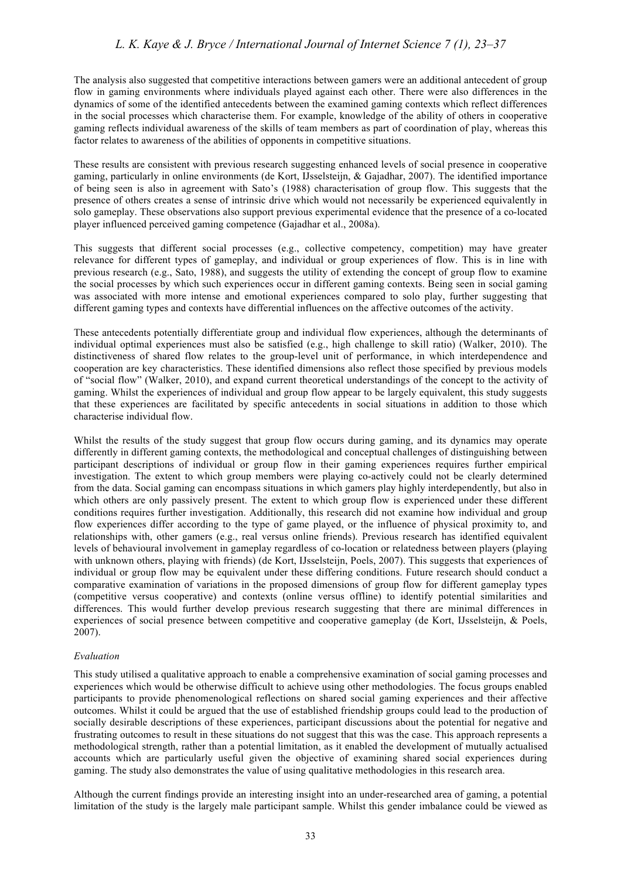The analysis also suggested that competitive interactions between gamers were an additional antecedent of group flow in gaming environments where individuals played against each other. There were also differences in the dynamics of some of the identified antecedents between the examined gaming contexts which reflect differences in the social processes which characterise them. For example, knowledge of the ability of others in cooperative gaming reflects individual awareness of the skills of team members as part of coordination of play, whereas this factor relates to awareness of the abilities of opponents in competitive situations.

These results are consistent with previous research suggesting enhanced levels of social presence in cooperative gaming, particularly in online environments (de Kort, IJsselsteijn, & Gajadhar, 2007). The identified importance of being seen is also in agreement with Sato's (1988) characterisation of group flow. This suggests that the presence of others creates a sense of intrinsic drive which would not necessarily be experienced equivalently in solo gameplay. These observations also support previous experimental evidence that the presence of a co-located player influenced perceived gaming competence (Gajadhar et al., 2008a).

This suggests that different social processes (e.g., collective competency, competition) may have greater relevance for different types of gameplay, and individual or group experiences of flow. This is in line with previous research (e.g., Sato, 1988), and suggests the utility of extending the concept of group flow to examine the social processes by which such experiences occur in different gaming contexts. Being seen in social gaming was associated with more intense and emotional experiences compared to solo play, further suggesting that different gaming types and contexts have differential influences on the affective outcomes of the activity.

These antecedents potentially differentiate group and individual flow experiences, although the determinants of individual optimal experiences must also be satisfied (e.g., high challenge to skill ratio) (Walker, 2010). The distinctiveness of shared flow relates to the group-level unit of performance, in which interdependence and cooperation are key characteristics. These identified dimensions also reflect those specified by previous models of "social flow" (Walker, 2010), and expand current theoretical understandings of the concept to the activity of gaming. Whilst the experiences of individual and group flow appear to be largely equivalent, this study suggests that these experiences are facilitated by specific antecedents in social situations in addition to those which characterise individual flow.

Whilst the results of the study suggest that group flow occurs during gaming, and its dynamics may operate differently in different gaming contexts, the methodological and conceptual challenges of distinguishing between participant descriptions of individual or group flow in their gaming experiences requires further empirical investigation. The extent to which group members were playing co-actively could not be clearly determined from the data. Social gaming can encompass situations in which gamers play highly interdependently, but also in which others are only passively present. The extent to which group flow is experienced under these different conditions requires further investigation. Additionally, this research did not examine how individual and group flow experiences differ according to the type of game played, or the influence of physical proximity to, and relationships with, other gamers (e.g., real versus online friends). Previous research has identified equivalent levels of behavioural involvement in gameplay regardless of co-location or relatedness between players (playing with unknown others, playing with friends) (de Kort, IJsselsteijn, Poels, 2007). This suggests that experiences of individual or group flow may be equivalent under these differing conditions. Future research should conduct a comparative examination of variations in the proposed dimensions of group flow for different gameplay types (competitive versus cooperative) and contexts (online versus offline) to identify potential similarities and differences. This would further develop previous research suggesting that there are minimal differences in experiences of social presence between competitive and cooperative gameplay (de Kort, IJsselsteijn, & Poels, 2007).

### *Evaluation*

This study utilised a qualitative approach to enable a comprehensive examination of social gaming processes and experiences which would be otherwise difficult to achieve using other methodologies. The focus groups enabled participants to provide phenomenological reflections on shared social gaming experiences and their affective outcomes. Whilst it could be argued that the use of established friendship groups could lead to the production of socially desirable descriptions of these experiences, participant discussions about the potential for negative and frustrating outcomes to result in these situations do not suggest that this was the case. This approach represents a methodological strength, rather than a potential limitation, as it enabled the development of mutually actualised accounts which are particularly useful given the objective of examining shared social experiences during gaming. The study also demonstrates the value of using qualitative methodologies in this research area.

Although the current findings provide an interesting insight into an under-researched area of gaming, a potential limitation of the study is the largely male participant sample. Whilst this gender imbalance could be viewed as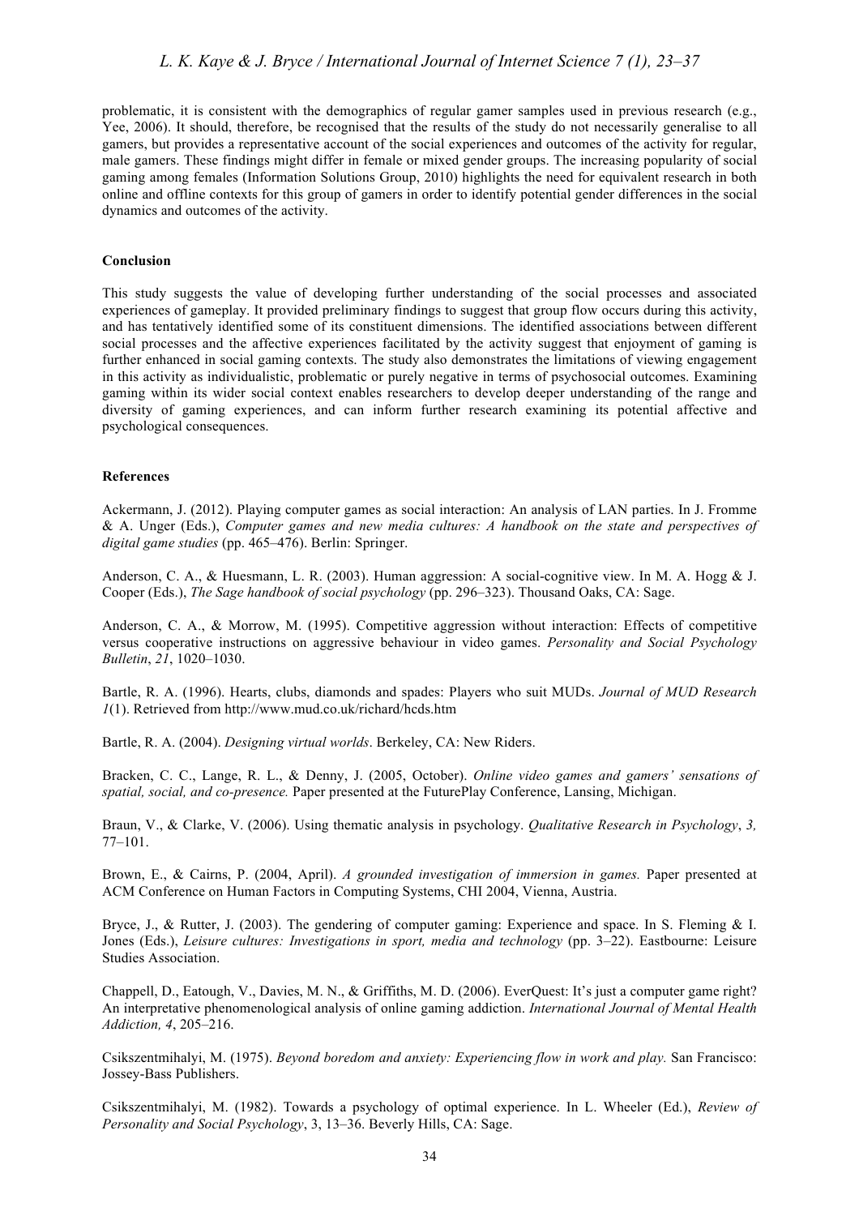problematic, it is consistent with the demographics of regular gamer samples used in previous research (e.g., Yee, 2006). It should, therefore, be recognised that the results of the study do not necessarily generalise to all gamers, but provides a representative account of the social experiences and outcomes of the activity for regular, male gamers. These findings might differ in female or mixed gender groups. The increasing popularity of social gaming among females (Information Solutions Group, 2010) highlights the need for equivalent research in both online and offline contexts for this group of gamers in order to identify potential gender differences in the social dynamics and outcomes of the activity.

**Conclusion**

This study suggests the value of developing further understanding of the social processes and associated experiences of gameplay. It provided preliminary findings to suggest that group flow occurs during this activity, and has tentatively identified some of its constituent dimensions. The identified associations between different social processes and the affective experiences facilitated by the activity suggest that enjoyment of gaming is further enhanced in social gaming contexts. The study also demonstrates the limitations of viewing engagement in this activity as individualistic, problematic or purely negative in terms of psychosocial outcomes. Examining gaming within its wider social context enables researchers to develop deeper understanding of the range and diversity of gaming experiences, and can inform further research examining its potential affective and psychological consequences.

**References**

Ackermann, J. (2012). Playing computer games as social interaction: An analysis of LAN parties. In J. Fromme & A. Unger (Eds.), *Computer games and new media cultures: A handbook on the state and perspectives of digital game studies* (pp. 465–476). Berlin: Springer.

Anderson, C. A., & Huesmann, L. R. (2003). Human aggression: A social-cognitive view. In M. A. Hogg & J. Cooper (Eds.), *The Sage handbook of social psychology* (pp. 296–323). Thousand Oaks, CA: Sage.

Anderson, C. A., & Morrow, M. (1995). Competitive aggression without interaction: Effects of competitive versus cooperative instructions on aggressive behaviour in video games. *Personality and Social Psychology Bulletin*, *21*, 1020–1030.

Bartle, R. A. (1996). Hearts, clubs, diamonds and spades: Players who suit MUDs. *Journal of MUD Research 1*(1). Retrieved from http://www.mud.co.uk/richard/hcds.htm

Bartle, R. A. (2004). *Designing virtual worlds*. Berkeley, CA: New Riders.

Bracken, C. C., Lange, R. L., & Denny, J. (2005, October). *Online video games and gamers' sensations of spatial, social, and co-presence.* Paper presented at the FuturePlay Conference, Lansing, Michigan.

Braun, V., & Clarke, V. (2006). Using thematic analysis in psychology. *Qualitative Research in Psychology*, *3,* 77–101.

Brown, E., & Cairns, P. (2004, April). *A grounded investigation of immersion in games.* Paper presented at ACM Conference on Human Factors in Computing Systems, CHI 2004, Vienna, Austria.

Bryce, J., & Rutter, J. (2003). The gendering of computer gaming: Experience and space. In S. Fleming & I. Jones (Eds.), *Leisure cultures: Investigations in sport, media and technology* (pp. 3–22). Eastbourne: Leisure Studies Association.

Chappell, D., Eatough, V., Davies, M. N., & Griffiths, M. D. (2006). EverQuest: It's just a computer game right? An interpretative phenomenological analysis of online gaming addiction. *International Journal of Mental Health Addiction, 4*, 205–216.

Csikszentmihalyi, M. (1975). *Beyond boredom and anxiety: Experiencing flow in work and play.* San Francisco: Jossey-Bass Publishers.

Csikszentmihalyi, M. (1982). Towards a psychology of optimal experience. In L. Wheeler (Ed.), *Review of Personality and Social Psychology*, 3, 13–36. Beverly Hills, CA: Sage.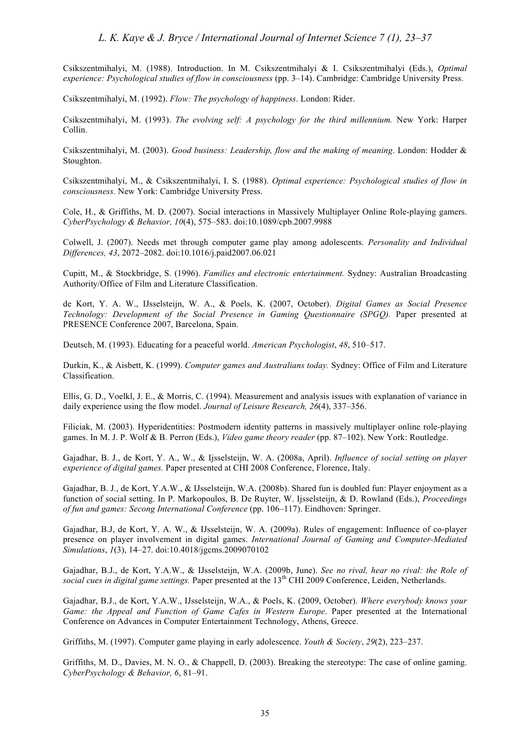Csikszentmihalyi, M. (1988). Introduction. In M. Csikszentmihalyi & I. Csikszentmihalyi (Eds.), *Optimal experience: Psychological studies of flow in consciousness* (pp. 3–14). Cambridge: Cambridge University Press.

Csikszentmihalyi, M. (1992). *Flow: The psychology of happiness*. London: Rider.

Csikszentmihalyi, M. (1993). *The evolving self: A psychology for the third millennium.* New York: Harper Collin.

Csikszentmihalyi, M. (2003). *Good business: Leadership, flow and the making of meaning*. London: Hodder & Stoughton.

Csikszentmihalyi, M., & Csikszentmihalyi, I. S. (1988). *Optimal experience: Psychological studies of flow in consciousness.* New York: Cambridge University Press.

Cole, H., & Griffiths, M. D. (2007). Social interactions in Massively Multiplayer Online Role-playing gamers. *CyberPsychology & Behavior, 10*(4), 575–583. doi:10.1089/cpb.2007.9988

Colwell, J. (2007). Needs met through computer game play among adolescents. *Personality and Individual Differences, 43*, 2072–2082. doi:10.1016/j.paid2007.06.021

Cupitt, M., & Stockbridge, S. (1996). *Families and electronic entertainment.* Sydney: Australian Broadcasting Authority/Office of Film and Literature Classification.

de Kort, Y. A. W., IJsselsteijn, W. A., & Poels, K. (2007, October). *Digital Games as Social Presence Technology: Development of the Social Presence in Gaming Questionnaire (SPGQ).* Paper presented at PRESENCE Conference 2007, Barcelona, Spain.

Deutsch, M. (1993). Educating for a peaceful world. *American Psychologist*, *48*, 510–517.

Durkin, K., & Aisbett, K. (1999). *Computer games and Australians today.* Sydney: Office of Film and Literature Classification.

Ellis, G. D., Voelkl, J. E., & Morris, C. (1994). Measurement and analysis issues with explanation of variance in daily experience using the flow model. *Journal of Leisure Research, 26*(4), 337–356.

Filiciak, M. (2003). Hyperidentities: Postmodern identity patterns in massively multiplayer online role-playing games. In M. J. P. Wolf & B. Perron (Eds.), *Video game theory reader* (pp. 87–102). New York: Routledge.

Gajadhar, B. J., de Kort, Y. A., W., & Ijsselsteijn, W. A. (2008a, April). *Influence of social setting on player experience of digital games.* Paper presented at CHI 2008 Conference, Florence, Italy.

Gajadhar, B. J., de Kort, Y.A.W., & IJsselsteijn, W.A. (2008b). Shared fun is doubled fun: Player enjoyment as a function of social setting. In P. Markopoulos, B. De Ruyter, W. Ijsselsteijn, & D. Rowland (Eds.), *Proceedings of fun and games: Secong International Conference* (pp. 106–117). Eindhoven: Springer.

Gajadhar, B.J, de Kort, Y. A. W., & IJsselsteijn, W. A. (2009a). Rules of engagement: Influence of co-player presence on player involvement in digital games. *International Journal of Gaming and Computer-Mediated Simulations*, *1*(3), 14–27. doi:10.4018/jgcms.2009070102

Gajadhar, B.J., de Kort, Y.A.W., & IJsselsteijn, W.A. (2009b, June). *See no rival, hear no rival: the Role of social cues in digital game settings.* Paper presented at the 13th CHI 2009 Conference, Leiden, Netherlands.

Gajadhar, B.J., de Kort, Y.A.W., IJsselsteijn, W.A., & Poels, K. (2009, October). *Where everybody knows your Game: the Appeal and Function of Game Cafes in Western Europe*. Paper presented at the International Conference on Advances in Computer Entertainment Technology, Athens, Greece.

Griffiths, M. (1997). Computer game playing in early adolescence. *Youth & Society*, *29*(2), 223–237.

Griffiths, M. D., Davies, M. N. O., & Chappell, D. (2003). Breaking the stereotype: The case of online gaming. *CyberPsychology & Behavior, 6*, 81–91.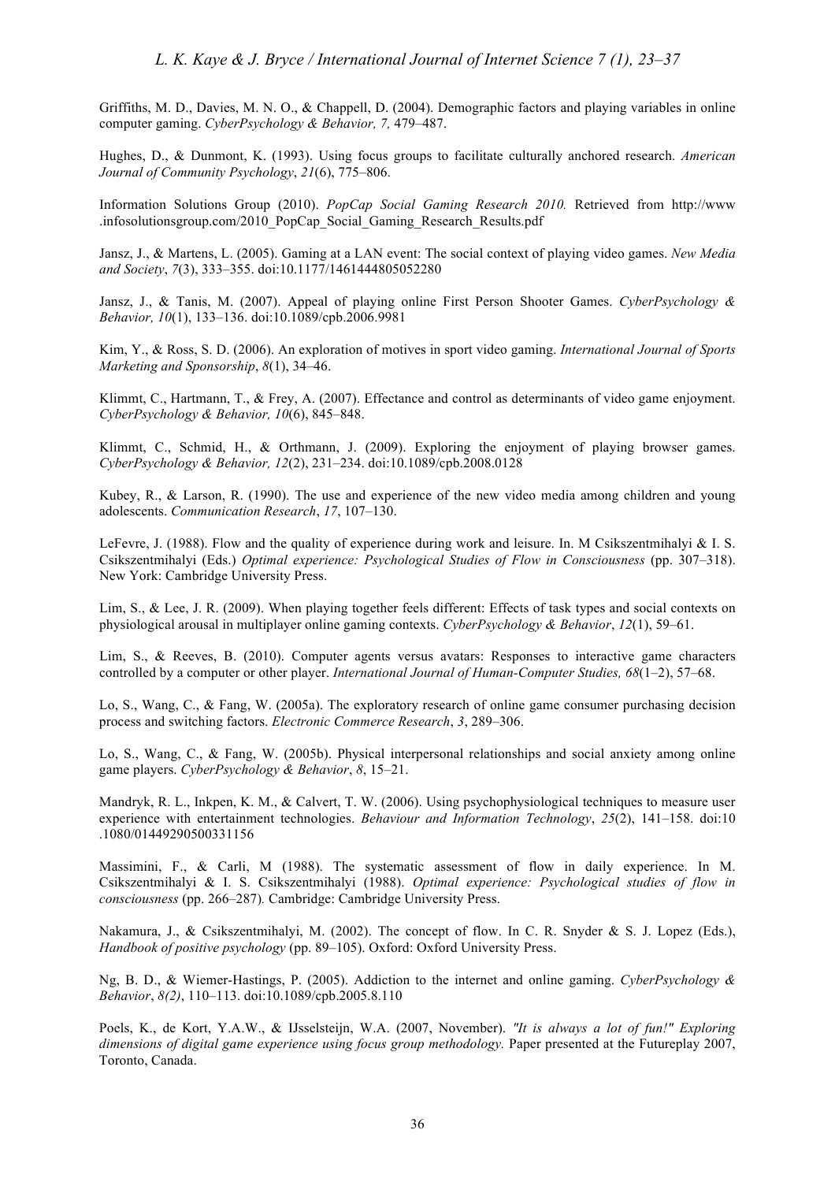Griffiths, M. D., Davies, M. N. O., & Chappell, D. (2004). Demographic factors and playing variables in online computer gaming. *CyberPsychology & Behavior, 7,* 479–487.

Hughes, D., & Dunmont, K. (1993). Using focus groups to facilitate culturally anchored research. *American Journal of Community Psychology*, *21*(6), 775–806.

Information Solutions Group (2010). *PopCap Social Gaming Research 2010.* Retrieved from http://www .infosolutionsgroup.com/2010_PopCap_Social_Gaming_Research_Results.pdf

Jansz, J., & Martens, L. (2005). Gaming at a LAN event: The social context of playing video games. *New Media and Society*, *7*(3), 333–355. doi:10.1177/1461444805052280

Jansz, J., & Tanis, M. (2007). Appeal of playing online First Person Shooter Games. *CyberPsychology & Behavior, 10*(1), 133–136. doi:10.1089/cpb.2006.9981

Kim, Y., & Ross, S. D. (2006). An exploration of motives in sport video gaming. *International Journal of Sports Marketing and Sponsorship*, *8*(1), 34–46.

Klimmt, C., Hartmann, T., & Frey, A. (2007). Effectance and control as determinants of video game enjoyment. *CyberPsychology & Behavior, 10*(6), 845–848.

Klimmt, C., Schmid, H., & Orthmann, J. (2009). Exploring the enjoyment of playing browser games. *CyberPsychology & Behavior, 12*(2), 231–234. doi:10.1089/cpb.2008.0128

Kubey, R., & Larson, R. (1990). The use and experience of the new video media among children and young adolescents. *Communication Research*, *17*, 107–130.

LeFevre, J. (1988). Flow and the quality of experience during work and leisure. In. M Csikszentmihalyi & I. S. Csikszentmihalyi (Eds.) *Optimal experience: Psychological Studies of Flow in Consciousness* (pp. 307–318). New York: Cambridge University Press.

Lim, S., & Lee, J. R. (2009). When playing together feels different: Effects of task types and social contexts on physiological arousal in multiplayer online gaming contexts. *CyberPsychology & Behavior*, *12*(1), 59–61.

Lim, S., & Reeves, B. (2010). Computer agents versus avatars: Responses to interactive game characters controlled by a computer or other player. *International Journal of Human-Computer Studies, 68*(1–2), 57–68.

Lo, S., Wang, C., & Fang, W. (2005a). The exploratory research of online game consumer purchasing decision process and switching factors. *Electronic Commerce Research*, *3*, 289–306.

Lo, S., Wang, C., & Fang, W. (2005b). Physical interpersonal relationships and social anxiety among online game players. *CyberPsychology & Behavior*, *8*, 15–21.

Mandryk, R. L., Inkpen, K. M., & Calvert, T. W. (2006). Using psychophysiological techniques to measure user experience with entertainment technologies. *Behaviour and Information Technology*, *25*(2), 141–158. doi:10 .1080/01449290500331156

Massimini, F., & Carli, M (1988). The systematic assessment of flow in daily experience. In M. Csikszentmihalyi & I. S. Csikszentmihalyi (1988). *Optimal experience: Psychological studies of flow in consciousness* (pp. 266–287). Cambridge: Cambridge University Press.

Nakamura, J., & Csikszentmihalyi, M. (2002). The concept of flow. In C. R. Snyder & S. J. Lopez (Eds.), *Handbook of positive psychology* (pp. 89–105). Oxford: Oxford University Press.

Ng, B. D., & Wiemer-Hastings, P. (2005). Addiction to the internet and online gaming. *CyberPsychology & Behavior*, *8(2)*, 110–113. doi:10.1089/cpb.2005.8.110

Poels, K., de Kort, Y.A.W., & IJsselsteijn, W.A. (2007, November). *"It is always a lot of fun!" Exploring dimensions of digital game experience using focus group methodology.* Paper presented at the Futureplay 2007, Toronto, Canada.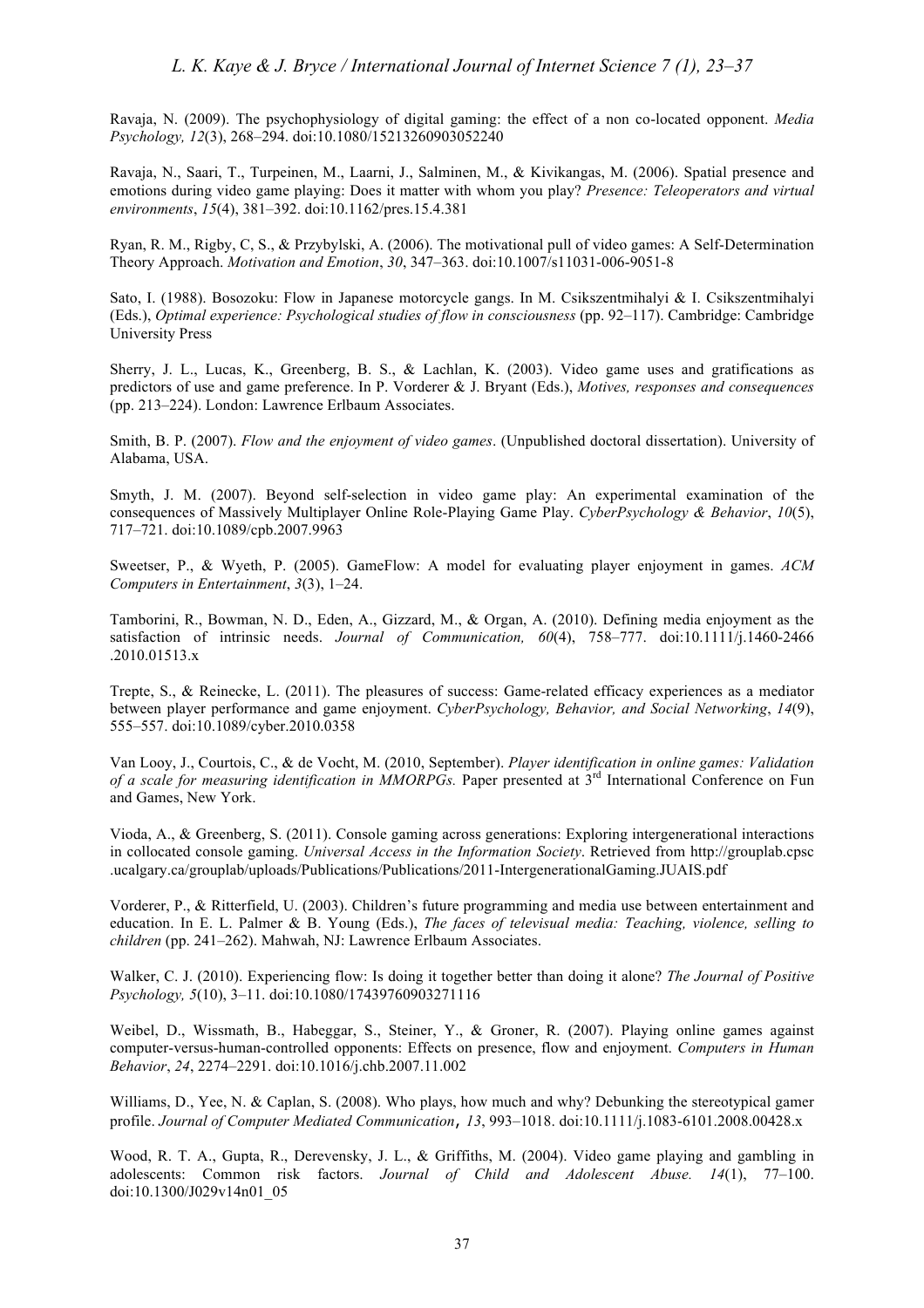Ravaja, N. (2009). The psychophysiology of digital gaming: the effect of a non co-located opponent. *Media Psychology, 12*(3), 268–294. doi:10.1080/15213260903052240

Ravaja, N., Saari, T., Turpeinen, M., Laarni, J., Salminen, M., & Kivikangas, M. (2006). Spatial presence and emotions during video game playing: Does it matter with whom you play? *Presence: Teleoperators and virtual environments*, *15*(4), 381–392. doi:10.1162/pres.15.4.381

Ryan, R. M., Rigby, C, S., & Przybylski, A. (2006). The motivational pull of video games: A Self-Determination Theory Approach. *Motivation and Emotion*, *30*, 347–363. doi:10.1007/s11031-006-9051-8

Sato, I. (1988). Bosozoku: Flow in Japanese motorcycle gangs. In M. Csikszentmihalyi & I. Csikszentmihalyi (Eds.), *Optimal experience: Psychological studies of flow in consciousness* (pp. 92–117). Cambridge: Cambridge University Press

Sherry, J. L., Lucas, K., Greenberg, B. S., & Lachlan, K. (2003). Video game uses and gratifications as predictors of use and game preference. In P. Vorderer & J. Bryant (Eds.), *Motives, responses and consequences* (pp. 213–224). London: Lawrence Erlbaum Associates.

Smith, B. P. (2007). *Flow and the enjoyment of video games*. (Unpublished doctoral dissertation). University of Alabama, USA.

Smyth, J. M. (2007). Beyond self-selection in video game play: An experimental examination of the consequences of Massively Multiplayer Online Role-Playing Game Play. *CyberPsychology & Behavior*, *10*(5), 717–721. doi:10.1089/cpb.2007.9963

Sweetser, P., & Wyeth, P. (2005). GameFlow: A model for evaluating player enjoyment in games. *ACM Computers in Entertainment*, *3*(3), 1–24.

Tamborini, R., Bowman, N. D., Eden, A., Gizzard, M., & Organ, A. (2010). Defining media enjoyment as the satisfaction of intrinsic needs. *Journal of Communication, 60*(4), 758–777. doi:10.1111/j.1460-2466 .2010.01513.x

Trepte, S., & Reinecke, L. (2011). The pleasures of success: Game-related efficacy experiences as a mediator between player performance and game enjoyment. *CyberPsychology, Behavior, and Social Networking*, *14*(9), 555–557. doi:10.1089/cyber.2010.0358

Van Looy, J., Courtois, C., & de Vocht, M. (2010, September). *Player identification in online games: Validation of a scale for measuring identification in MMORPGs.* Paper presented at 3rd International Conference on Fun and Games, New York.

Vioda, A., & Greenberg, S. (2011). Console gaming across generations: Exploring intergenerational interactions in collocated console gaming. *Universal Access in the Information Society*. Retrieved from http://grouplab.cpsc .ucalgary.ca/grouplab/uploads/Publications/Publications/2011-IntergenerationalGaming.JUAIS.pdf

Vorderer, P., & Ritterfield, U. (2003). Children's future programming and media use between entertainment and education. In E. L. Palmer & B. Young (Eds.), *The faces of televisual media: Teaching, violence, selling to children* (pp. 241–262). Mahwah, NJ: Lawrence Erlbaum Associates.

Walker, C. J. (2010). Experiencing flow: Is doing it together better than doing it alone? *The Journal of Positive Psychology, 5*(10), 3–11. doi:10.1080/17439760903271116

Weibel, D., Wissmath, B., Habeggar, S., Steiner, Y., & Groner, R. (2007). Playing online games against computer-versus-human-controlled opponents: Effects on presence, flow and enjoyment. *Computers in Human Behavior*, *24*, 2274–2291. doi:10.1016/j.chb.2007.11.002

Williams, D., Yee, N. & Caplan, S. (2008). Who plays, how much and why? Debunking the stereotypical gamer profile. *Journal of Computer Mediated Communication*, *13*, 993–1018. doi:10.1111/j.1083-6101.2008.00428.x

Wood, R. T. A., Gupta, R., Derevensky, J. L., & Griffiths, M. (2004). Video game playing and gambling in adolescents: Common risk factors. *Journal of Child and Adolescent Abuse. 14*(1), 77–100. doi:10.1300/J029v14n01_05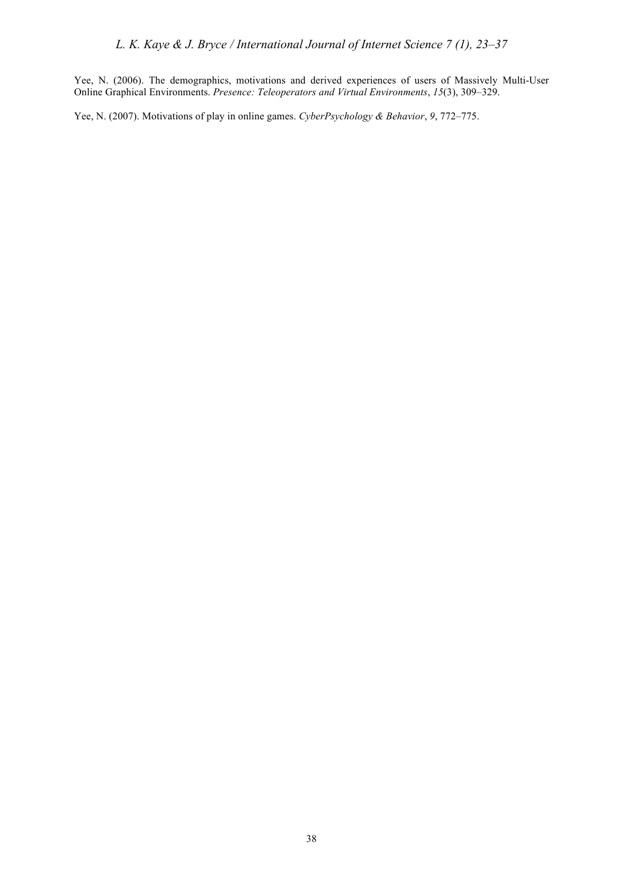Yee, N. (2006). The demographics, motivations and derived experiences of users of Massively Multi-User Online Graphical Environments. *Presence: Teleoperators and Virtual Environments*, *15*(3), 309–329.

Yee, N. (2007). Motivations of play in online games. *CyberPsychology & Behavior*, *9*, 772–775.